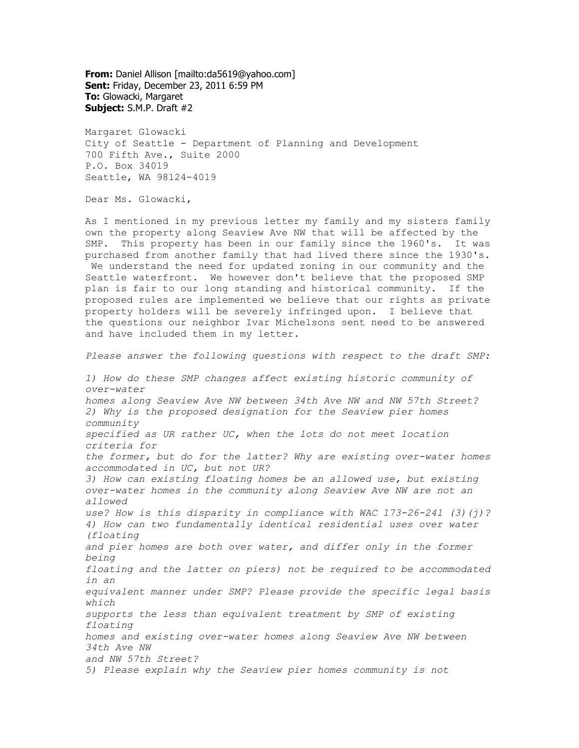**From:** Daniel Allison [mailto:da5619@yahoo.com]
**Sent:** Friday, December 23, 2011 6:59 PM
**To:** Glowacki, Margaret
**Subject:** S.M.P. Draft #2

Margaret Glowacki
City of Seattle - Department of Planning and Development
700 Fifth Ave., Suite 2000
P.O. Box 34019
Seattle, WA 98124-4019

Dear Ms. Glowacki,

As I mentioned in my previous letter my family and my sisters family own the property along Seaview Ave NW that will be affected by the SMP. This property has been in our family since the 1960's. It was purchased from another family that had lived there since the 1930's. We understand the need for updated zoning in our community and the Seattle waterfront. We however don't believe that the proposed SMP plan is fair to our long standing and historical community. If the proposed rules are implemented we believe that our rights as private property holders will be severely infringed upon. I believe that the questions our neighbor Ivar Michelsons sent need to be answered and have included them in my letter.

*Please answer the following questions with respect to the draft SMP:*

*1) How do these SMP changes affect existing historic community of over-water homes along Seaview Ave NW between 34th Ave NW and NW 57th Street?*
*2) Why is the proposed designation for the Seaview pier homes community specified as UR rather UC, when the lots do not meet location criteria for the former, but do for the latter? Why are existing over-water homes accommodated in UC, but not UR?*
*3) How can existing floating homes be an allowed use, but existing over-water homes in the community along Seaview Ave NW are not an allowed use? How is this disparity in compliance with WAC 173-26-241 (3)(j)?*
*4) How can two fundamentally identical residential uses over water (floating and pier homes are both over water, and differ only in the former being floating and the latter on piers) not be required to be accommodated in an equivalent manner under SMP? Please provide the specific legal basis which supports the less than equivalent treatment by SMP of existing floating homes and existing over-water homes along Seaview Ave NW between 34th Ave NW and NW 57th Street?*
*5) Please explain why the Seaview pier homes community is not*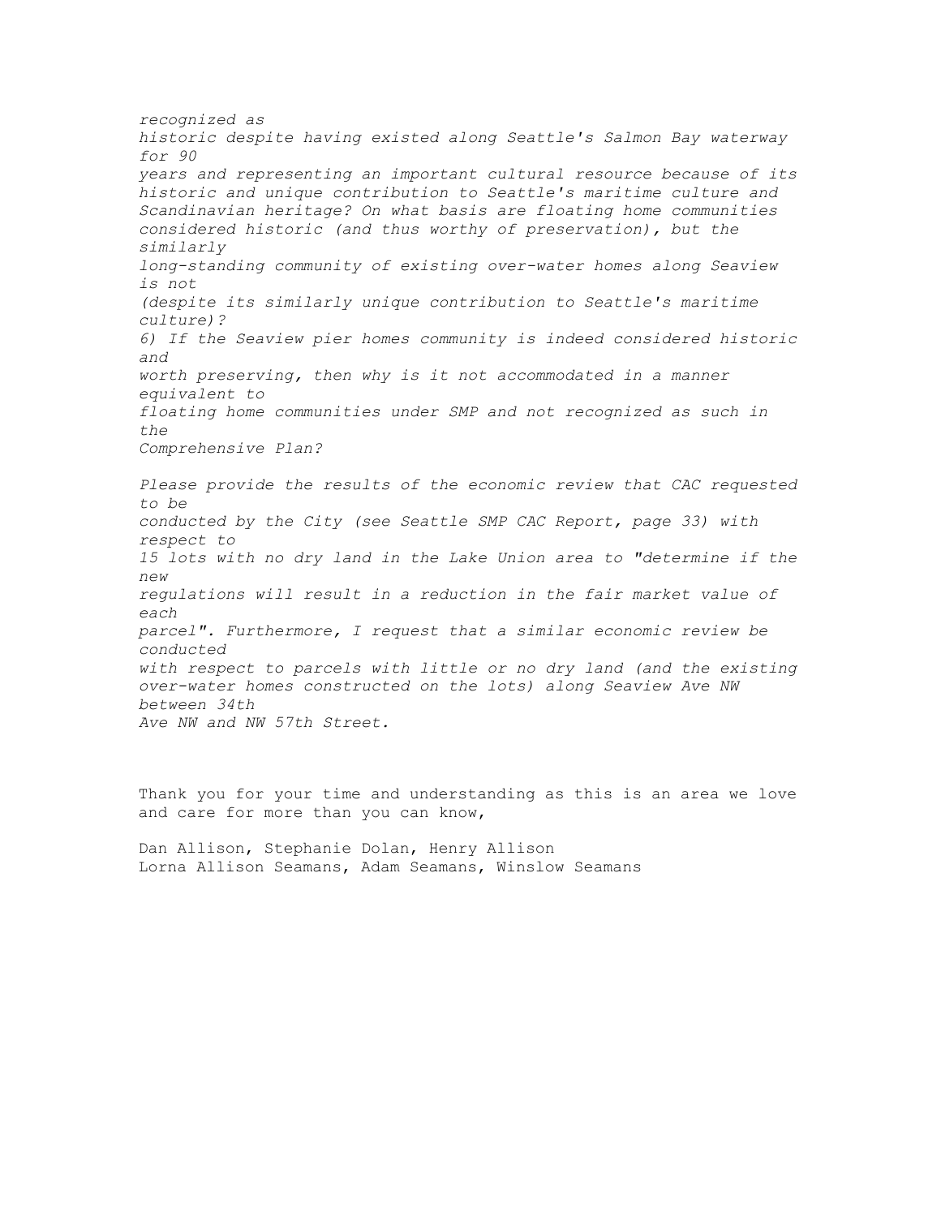*recognized as historic despite having existed along Seattle's Salmon Bay waterway for 90 years and representing an important cultural resource because of its historic and unique contribution to Seattle's maritime culture and Scandinavian heritage? On what basis are floating home communities considered historic (and thus worthy of preservation), but the similarly long-standing community of existing over-water homes along Seaview is not (despite its similarly unique contribution to Seattle's maritime culture)?*

*6) If the Seaview pier homes community is indeed considered historic and worth preserving, then why is it not accommodated in a manner equivalent to floating home communities under SMP and not recognized as such in the Comprehensive Plan?*

*Please provide the results of the economic review that CAC requested to be conducted by the City (see Seattle SMP CAC Report, page 33) with respect to 15 lots with no dry land in the Lake Union area to "determine if the new regulations will result in a reduction in the fair market value of each parcel". Furthermore, I request that a similar economic review be conducted with respect to parcels with little or no dry land (and the existing over-water homes constructed on the lots) along Seaview Ave NW between 34th Ave NW and NW 57th Street.*

Thank you for your time and understanding as this is an area we love and care for more than you can know,

Dan Allison, Stephanie Dolan, Henry Allison
Lorna Allison Seamans, Adam Seamans, Winslow Seamans